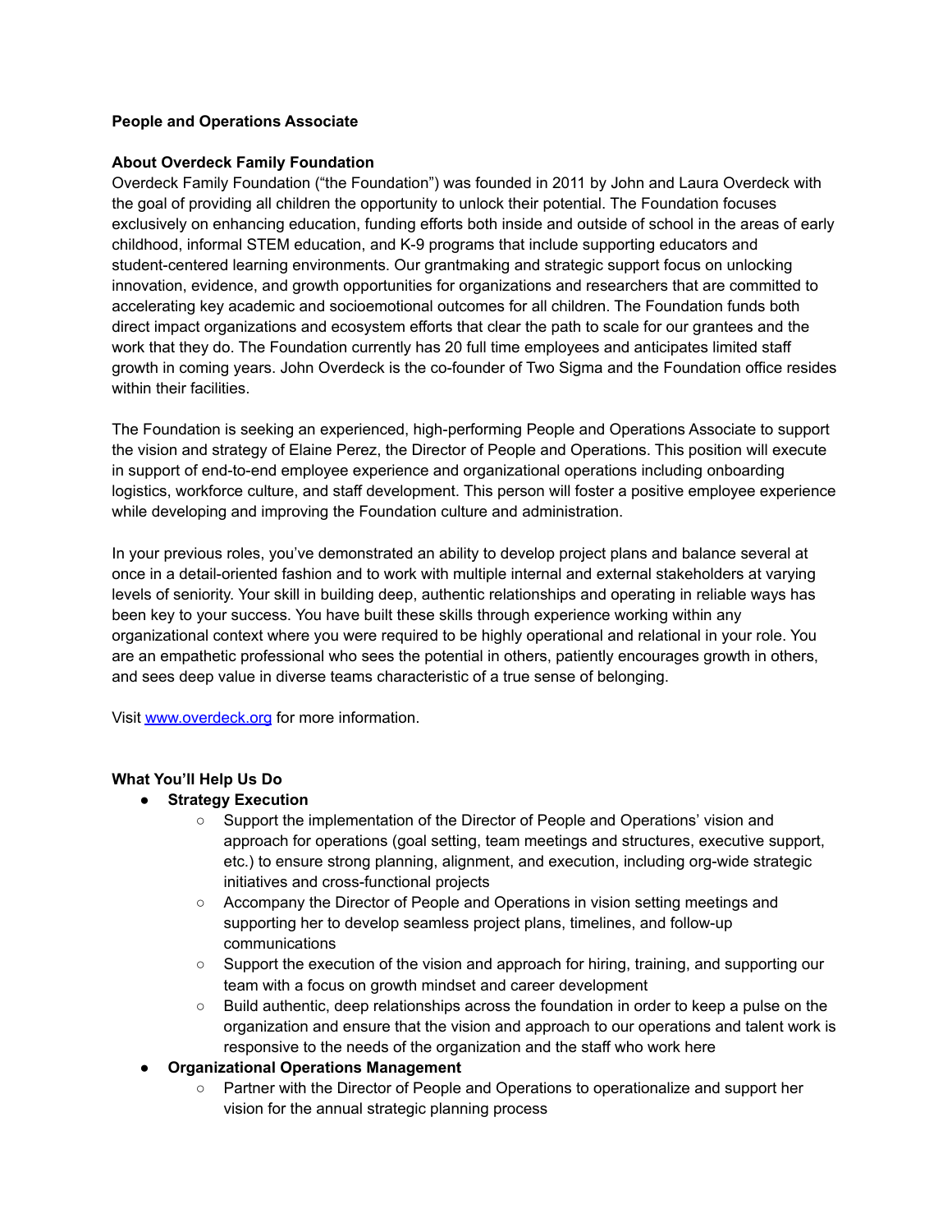**People and Operations Associate**

**About Overdeck Family Foundation**

Overdeck Family Foundation ("the Foundation") was founded in 2011 by John and Laura Overdeck with the goal of providing all children the opportunity to unlock their potential. The Foundation focuses exclusively on enhancing education, funding efforts both inside and outside of school in the areas of early childhood, informal STEM education, and K-9 programs that include supporting educators and student-centered learning environments. Our grantmaking and strategic support focus on unlocking innovation, evidence, and growth opportunities for organizations and researchers that are committed to accelerating key academic and socioemotional outcomes for all children. The Foundation funds both direct impact organizations and ecosystem efforts that clear the path to scale for our grantees and the work that they do. The Foundation currently has 20 full time employees and anticipates limited staff growth in coming years. John Overdeck is the co-founder of Two Sigma and the Foundation office resides within their facilities.

The Foundation is seeking an experienced, high-performing People and Operations Associate to support the vision and strategy of Elaine Perez, the Director of People and Operations. This position will execute in support of end-to-end employee experience and organizational operations including onboarding logistics, workforce culture, and staff development. This person will foster a positive employee experience while developing and improving the Foundation culture and administration.

In your previous roles, you've demonstrated an ability to develop project plans and balance several at once in a detail-oriented fashion and to work with multiple internal and external stakeholders at varying levels of seniority. Your skill in building deep, authentic relationships and operating in reliable ways has been key to your success. You have built these skills through experience working within any organizational context where you were required to be highly operational and relational in your role. You are an empathetic professional who sees the potential in others, patiently encourages growth in others, and sees deep value in diverse teams characteristic of a true sense of belonging.

Visit [www.overdeck.org](http://www.overdeck.org) for more information.

**What You'll Help Us Do**

- **Strategy Execution**
  - Support the implementation of the Director of People and Operations' vision and approach for operations (goal setting, team meetings and structures, executive support, etc.) to ensure strong planning, alignment, and execution, including org-wide strategic initiatives and cross-functional projects
  - Accompany the Director of People and Operations in vision setting meetings and supporting her to develop seamless project plans, timelines, and follow-up communications
  - Support the execution of the vision and approach for hiring, training, and supporting our team with a focus on growth mindset and career development
  - Build authentic, deep relationships across the foundation in order to keep a pulse on the organization and ensure that the vision and approach to our operations and talent work is responsive to the needs of the organization and the staff who work here
- **Organizational Operations Management**
  - Partner with the Director of People and Operations to operationalize and support her vision for the annual strategic planning process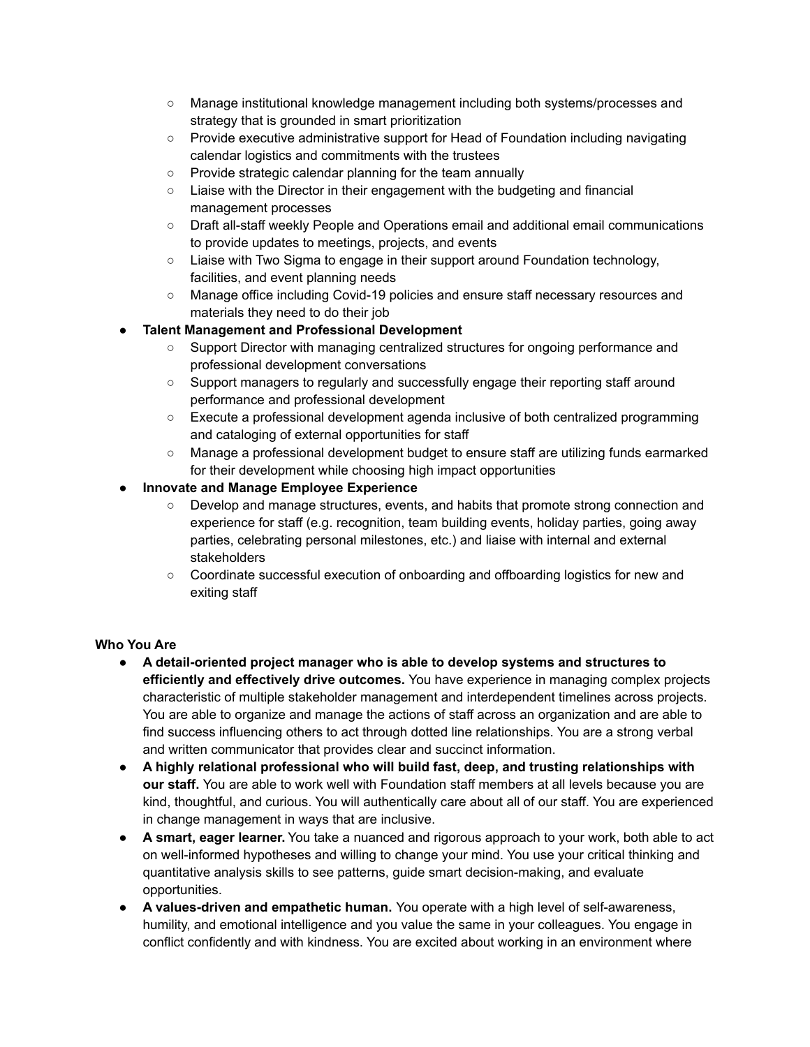- Manage institutional knowledge management including both systems/processes and strategy that is grounded in smart prioritization
  - Provide executive administrative support for Head of Foundation including navigating calendar logistics and commitments with the trustees
  - Provide strategic calendar planning for the team annually
  - Liaise with the Director in their engagement with the budgeting and financial management processes
  - Draft all-staff weekly People and Operations email and additional email communications to provide updates to meetings, projects, and events
  - Liaise with Two Sigma to engage in their support around Foundation technology, facilities, and event planning needs
  - Manage office including Covid-19 policies and ensure staff necessary resources and materials they need to do their job
- **Talent Management and Professional Development**
  - Support Director with managing centralized structures for ongoing performance and professional development conversations
  - Support managers to regularly and successfully engage their reporting staff around performance and professional development
  - Execute a professional development agenda inclusive of both centralized programming and cataloging of external opportunities for staff
  - Manage a professional development budget to ensure staff are utilizing funds earmarked for their development while choosing high impact opportunities
- **Innovate and Manage Employee Experience**
  - Develop and manage structures, events, and habits that promote strong connection and experience for staff (e.g. recognition, team building events, holiday parties, going away parties, celebrating personal milestones, etc.) and liaise with internal and external stakeholders
  - Coordinate successful execution of onboarding and offboarding logistics for new and exiting staff

**Who You Are**

- **A detail-oriented project manager who is able to develop systems and structures to efficiently and effectively drive outcomes.** You have experience in managing complex projects characteristic of multiple stakeholder management and interdependent timelines across projects. You are able to organize and manage the actions of staff across an organization and are able to find success influencing others to act through dotted line relationships. You are a strong verbal and written communicator that provides clear and succinct information.
- **A highly relational professional who will build fast, deep, and trusting relationships with our staff.** You are able to work well with Foundation staff members at all levels because you are kind, thoughtful, and curious. You will authentically care about all of our staff. You are experienced in change management in ways that are inclusive.
- **A smart, eager learner.** You take a nuanced and rigorous approach to your work, both able to act on well-informed hypotheses and willing to change your mind. You use your critical thinking and quantitative analysis skills to see patterns, guide smart decision-making, and evaluate opportunities.
- **A values-driven and empathetic human.** You operate with a high level of self-awareness, humility, and emotional intelligence and you value the same in your colleagues. You engage in conflict confidently and with kindness. You are excited about working in an environment where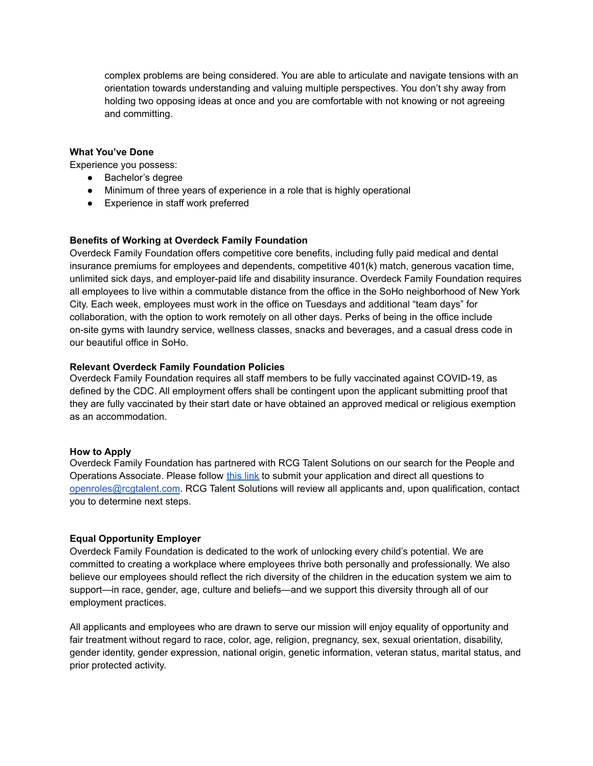complex problems are being considered. You are able to articulate and navigate tensions with an orientation towards understanding and valuing multiple perspectives. You don't shy away from holding two opposing ideas at once and you are comfortable with not knowing or not agreeing and committing.

**What You've Done**

Experience you possess:

- Bachelor's degree
- Minimum of three years of experience in a role that is highly operational
- Experience in staff work preferred

**Benefits of Working at Overdeck Family Foundation**

Overdeck Family Foundation offers competitive core benefits, including fully paid medical and dental insurance premiums for employees and dependents, competitive 401(k) match, generous vacation time, unlimited sick days, and employer-paid life and disability insurance. Overdeck Family Foundation requires all employees to live within a commutable distance from the office in the SoHo neighborhood of New York City. Each week, employees must work in the office on Tuesdays and additional "team days" for collaboration, with the option to work remotely on all other days. Perks of being in the office include on-site gyms with laundry service, wellness classes, snacks and beverages, and a casual dress code in our beautiful office in SoHo.

**Relevant Overdeck Family Foundation Policies**

Overdeck Family Foundation requires all staff members to be fully vaccinated against COVID-19, as defined by the CDC. All employment offers shall be contingent upon the applicant submitting proof that they are fully vaccinated by their start date or have obtained an approved medical or religious exemption as an accommodation.

**How to Apply**

Overdeck Family Foundation has partnered with RCG Talent Solutions on our search for the People and Operations Associate. Please follow this link to submit your application and direct all questions to openroles@rcgtalent.com. RCG Talent Solutions will review all applicants and, upon qualification, contact you to determine next steps.

**Equal Opportunity Employer**

Overdeck Family Foundation is dedicated to the work of unlocking every child's potential. We are committed to creating a workplace where employees thrive both personally and professionally. We also believe our employees should reflect the rich diversity of the children in the education system we aim to support—in race, gender, age, culture and beliefs—and we support this diversity through all of our employment practices.

All applicants and employees who are drawn to serve our mission will enjoy equality of opportunity and fair treatment without regard to race, color, age, religion, pregnancy, sex, sexual orientation, disability, gender identity, gender expression, national origin, genetic information, veteran status, marital status, and prior protected activity.